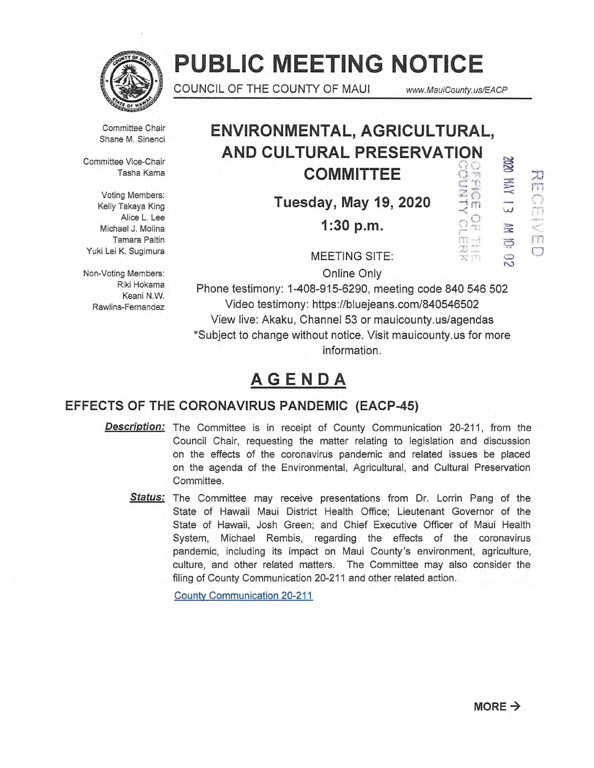# PUBLIC MEETING NOTICE

COUNCIL OF THE COUNTY OF MAUI www.MauiCounty.us/EACP

Committee Chair
Shane M. Sinenci

Committee Vice-Chair
Tasha Kama

Voting Members:
Kelly Takaya King
Alice L. Lee
Michael J. Molina
Tamara Paltin
Yuki Lei K. Sugimura

Non-Voting Members:
Riki Hokama
Keani N.W. Rawlins-Fernandez

## ENVIRONMENTAL, AGRICULTURAL, AND CULTURAL PRESERVATION COMMITTEE

**Tuesday, May 19, 2020**

**1:30 p.m.**

RECEIVED
2020 MAY 13 AM 10: 02
OFFICE OF THE COUNTY CLERK

MEETING SITE:
Online Only

Phone testimony: 1-408-915-6290, meeting code 840 546 502
Video testimony: https://bluejeans.com/840546502
View live: Akaku, Channel 53 or mauicounty.us/agendas
*Subject to change without notice. Visit mauicounty.us for more information.

## AGENDA

### EFFECTS OF THE CORONAVIRUS PANDEMIC (EACP-45)

***Description:*** The Committee is in receipt of County Communication 20-211, from the Council Chair, requesting the matter relating to legislation and discussion on the effects of the coronavirus pandemic and related issues be placed on the agenda of the Environmental, Agricultural, and Cultural Preservation Committee.

***Status:*** The Committee may receive presentations from Dr. Lorrin Pang of the State of Hawaii Maui District Health Office; Lieutenant Governor of the State of Hawaii, Josh Green; and Chief Executive Officer of Maui Health System, Michael Rembis, regarding the effects of the coronavirus pandemic, including its impact on Maui County's environment, agriculture, culture, and other related matters. The Committee may also consider the filing of County Communication 20-211 and other related action.

County Communication 20-211

**MORE →**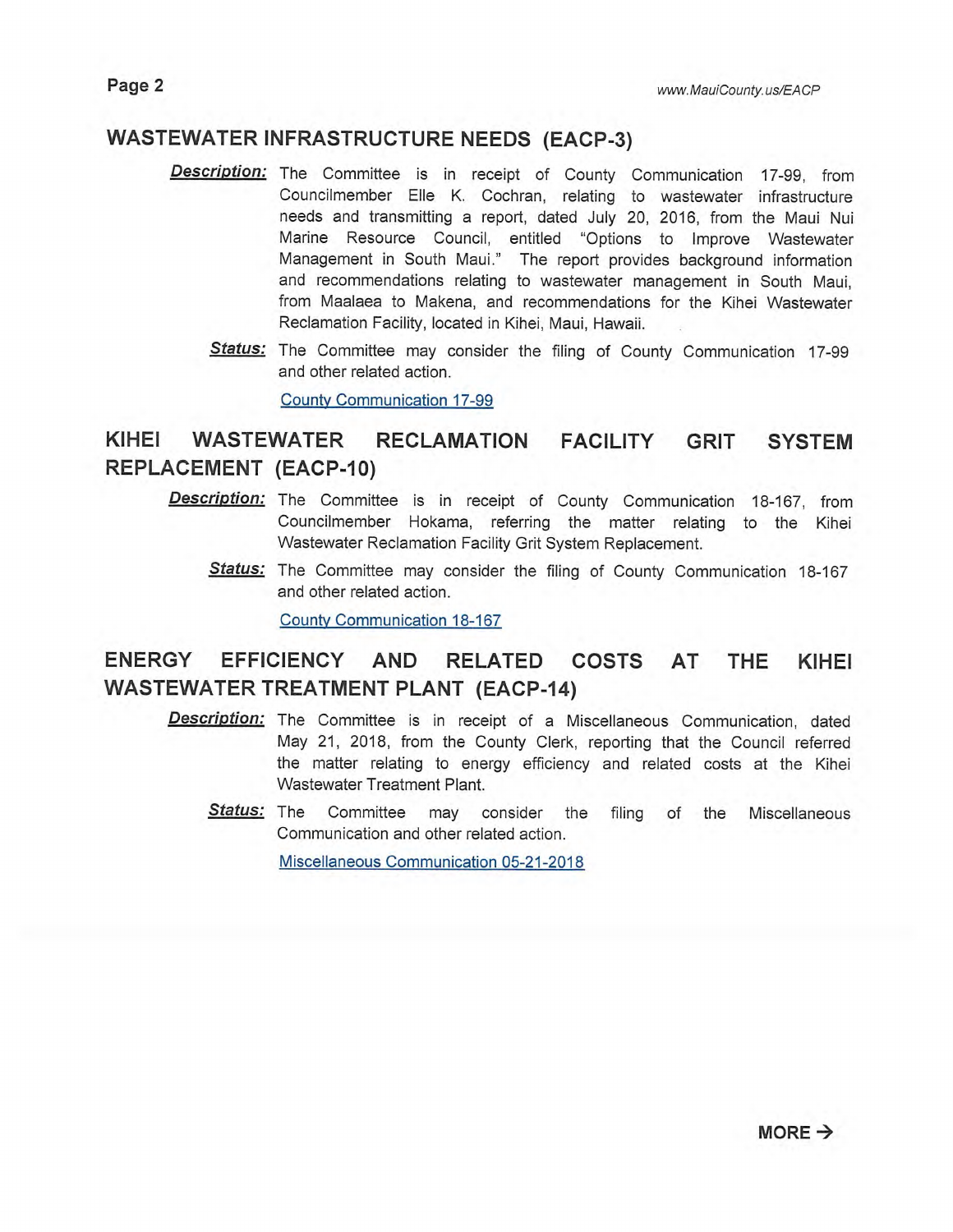## WASTEWATER INFRASTRUCTURE NEEDS (EACP-3)

***Description:*** The Committee is in receipt of County Communication 17-99, from Councilmember Elle K. Cochran, relating to wastewater infrastructure needs and transmitting a report, dated July 20, 2016, from the Maui Nui Marine Resource Council, entitled "Options to Improve Wastewater Management in South Maui." The report provides background information and recommendations relating to wastewater management in South Maui, from Maalaea to Makena, and recommendations for the Kihei Wastewater Reclamation Facility, located in Kihei, Maui, Hawaii.

***Status:*** The Committee may consider the filing of County Communication 17-99 and other related action.

County Communication 17-99

## KIHEI WASTEWATER RECLAMATION FACILITY GRIT SYSTEM REPLACEMENT (EACP-10)

***Description:*** The Committee is in receipt of County Communication 18-167, from Councilmember Hokama, referring the matter relating to the Kihei Wastewater Reclamation Facility Grit System Replacement.

***Status:*** The Committee may consider the filing of County Communication 18-167 and other related action.

County Communication 18-167

## ENERGY EFFICIENCY AND RELATED COSTS AT THE KIHEI WASTEWATER TREATMENT PLANT (EACP-14)

***Description:*** The Committee is in receipt of a Miscellaneous Communication, dated May 21, 2018, from the County Clerk, reporting that the Council referred the matter relating to energy efficiency and related costs at the Kihei Wastewater Treatment Plant.

***Status:*** The Committee may consider the filing of the Miscellaneous Communication and other related action.

Miscellaneous Communication 05-21-2018

**MORE →**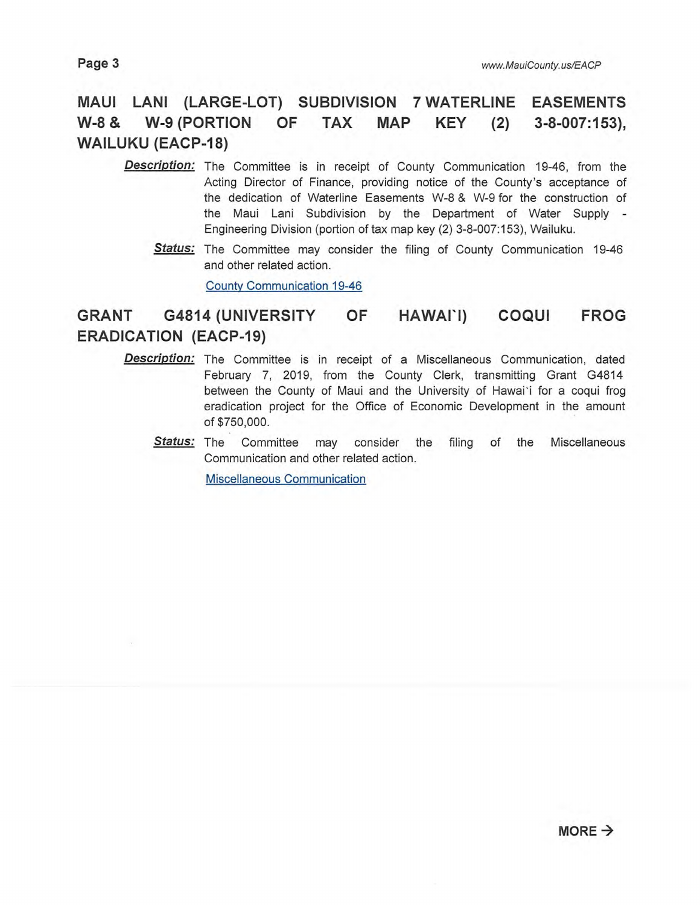## MAUI LANI (LARGE-LOT) SUBDIVISION 7 WATERLINE EASEMENTS W-8 & W-9 (PORTION OF TAX MAP KEY (2) 3-8-007:153), WAILUKU (EACP-18)

***Description:*** The Committee is in receipt of County Communication 19-46, from the Acting Director of Finance, providing notice of the County's acceptance of the dedication of Waterline Easements W-8 & W-9 for the construction of the Maui Lani Subdivision by the Department of Water Supply - Engineering Division (portion of tax map key (2) 3-8-007:153), Wailuku.

***Status:*** The Committee may consider the filing of County Communication 19-46 and other related action.

County Communication 19-46

## GRANT G4814 (UNIVERSITY OF HAWAI`I) COQUI FROG ERADICATION (EACP-19)

***Description:*** The Committee is in receipt of a Miscellaneous Communication, dated February 7, 2019, from the County Clerk, transmitting Grant G4814 between the County of Maui and the University of Hawai`i for a coqui frog eradication project for the Office of Economic Development in the amount of $750,000.

***Status:*** The Committee may consider the filing of the Miscellaneous Communication and other related action.

Miscellaneous Communication

**MORE →**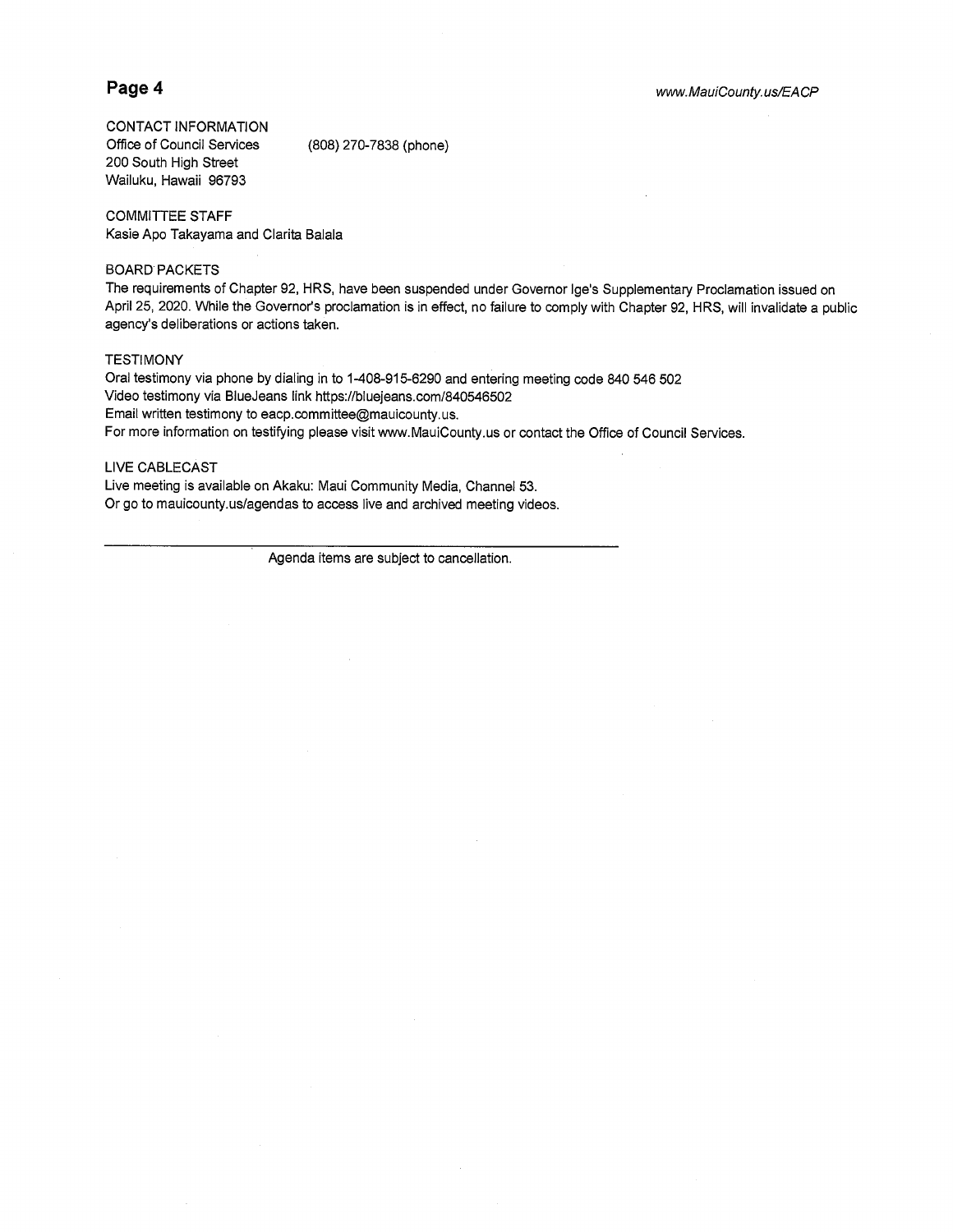CONTACT INFORMATION

Office of Council Services (808) 270-7838 (phone)
200 South High Street
Wailuku, Hawaii 96793

COMMITTEE STAFF

Kasie Apo Takayama and Clarita Balala

BOARD PACKETS

The requirements of Chapter 92, HRS, have been suspended under Governor Ige's Supplementary Proclamation issued on April 25, 2020. While the Governor's proclamation is in effect, no failure to comply with Chapter 92, HRS, will invalidate a public agency's deliberations or actions taken.

TESTIMONY

Oral testimony via phone by dialing in to 1-408-915-6290 and entering meeting code 840 546 502
Video testimony via BlueJeans link https://bluejeans.com/840546502
Email written testimony to eacp.committee@mauicounty.us.
For more information on testifying please visit www.MauiCounty.us or contact the Office of Council Services.

LIVE CABLECAST

Live meeting is available on Akaku: Maui Community Media, Channel 53.
Or go to mauicounty.us/agendas to access live and archived meeting videos.

---

Agenda items are subject to cancellation.